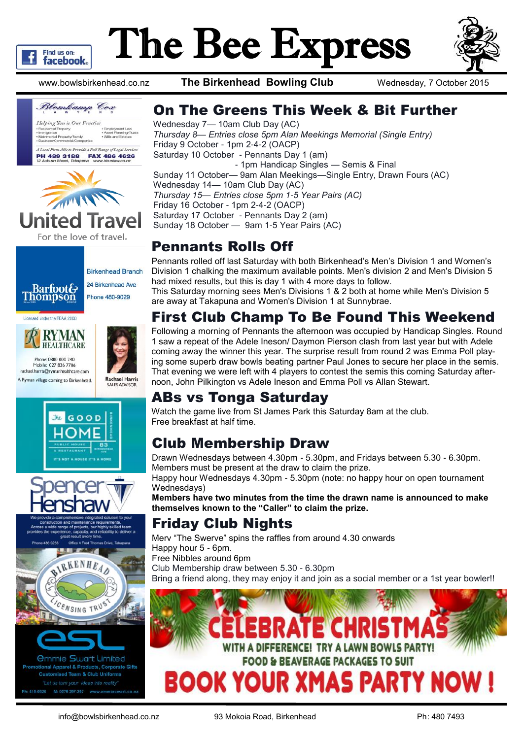# The Bee Express

www.bowlsbirkenhead.co.nz **The Birkenhead Bowling Club** Wednesday, 7 October 2015

## On The Greens This Week & Bit Further

Wednesday 7— 10am Club Day (AC)
*Thursday 8— Entries close 5pm Alan Meekings Memorial (Single Entry)*
Friday 9 October - 1pm 2-4-2 (OACP)
Saturday 10 October - Pennants Day 1 (am)
- 1pm Handicap Singles — Semis & Final

Sunday 11 October— 9am Alan Meekings—Single Entry, Drawn Fours (AC)
Wednesday 14— 10am Club Day (AC)
*Thursday 15— Entries close 5pm 1-5 Year Pairs (AC)*
Friday 16 October - 1pm 2-4-2 (OACP)
Saturday 17 October - Pennants Day 2 (am)
Sunday 18 October — 9am 1-5 Year Pairs (AC)

## Pennants Rolls Off

Pennants rolled off last Saturday with both Birkenhead's Men's Division 1 and Women's Division 1 chalking the maximum available points. Men's division 2 and Men's Division 5 had mixed results, but this is day 1 with 4 more days to follow.
This Saturday morning sees Men's Divisions 1 & 2 both at home while Men's Division 5 are away at Takapuna and Women's Division 1 at Sunnybrae.

## First Club Champ To Be Found This Weekend

Following a morning of Pennants the afternoon was occupied by Handicap Singles. Round 1 saw a repeat of the Adele Ineson/ Daymon Pierson clash from last year but with Adele coming away the winner this year. The surprise result from round 2 was Emma Poll playing some superb draw bowls beating partner Paul Jones to secure her place in the semis. That evening we were left with 4 players to contest the semis this coming Saturday afternoon, John Pilkington vs Adele Ineson and Emma Poll vs Allan Stewart.

## ABs vs Tonga Saturday

Watch the game live from St James Park this Saturday 8am at the club.
Free breakfast at half time.

## Club Membership Draw

Drawn Wednesdays between 4.30pm - 5.30pm, and Fridays between 5.30 - 6.30pm.
Members must be present at the draw to claim the prize.
Happy hour Wednesdays 4.30pm - 5.30pm (note: no happy hour on open tournament Wednesdays)
**Members have two minutes from the time the drawn name is announced to make themselves known to the "Caller" to claim the prize.**

## Friday Club Nights

Merv "The Swerve" spins the raffles from around 4.30 onwards
Happy hour 5 - 6pm.
Free Nibbles around 6pm
Club Membership draw between 5.30 - 6.30pm
Bring a friend along, they may enjoy it and join as a social member or a 1st year bowler!!

**CELEBRATE CHRISTMAS**
**WITH A DIFFERENCE! TRY A LAWN BOWLS PARTY!**
**FOOD & BEAVERAGE PACKAGES TO SUIT**
**BOOK YOUR XMAS PARTY NOW!**

Blomkamp Cox Lawyers — Helping You is Our Practice
- Residential Property
- Immigration
- Matrimonial Property/Family
- Business/Commercial/Companies
- Employment Law
- Asset Planning/Trusts
- Wills and Estates

A Local Firm Able to Provide a Full Range of Legal Services
PH 489 3188 FAX 486 4626
12 Auburn Street, Takapuna www.blomlaw.co.nz

United Travel — For the love of travel.

Barfoot & Thompson — Birkenhead Branch, 24 Birkenhead Ave, Phone 480-9029
Licensed under the REAA 2008

Ryman Healthcare — Phone: 0800 000 240, Mobile: 027 836 7706, rachael.harris@rymanhealthcare.com
A Ryman village coming to Birkenhead. Rachael Harris, Sales Advisor

The Good Home — Public House & Restaurant, 83 Birkenhead Ave — It's not a house it's a home

Spencer Henshaw — We provide a comprehensive integrated solution to your construction and maintenance requirements. Across a wide range of projects, our highly skilled team provides the experience, capacity, and reliability to deliver a great result every time.
Phone 486 0286 Office 4 Fred Thomas Drive, Takapuna

Birkenhead Licensing Trust

esl — Emmie Swart Limited
Promotional Apparel & Products, Corporate Gifts
Customised Team & Club Uniforms
"Let us turn your ideas into reality"
Ph: 410-0926 M: 0275 297-297 www.emmieswart.co.nz

info@bowlsbirkenhead.co.nz 93 Mokoia Road, Birkenhead Ph: 480 7493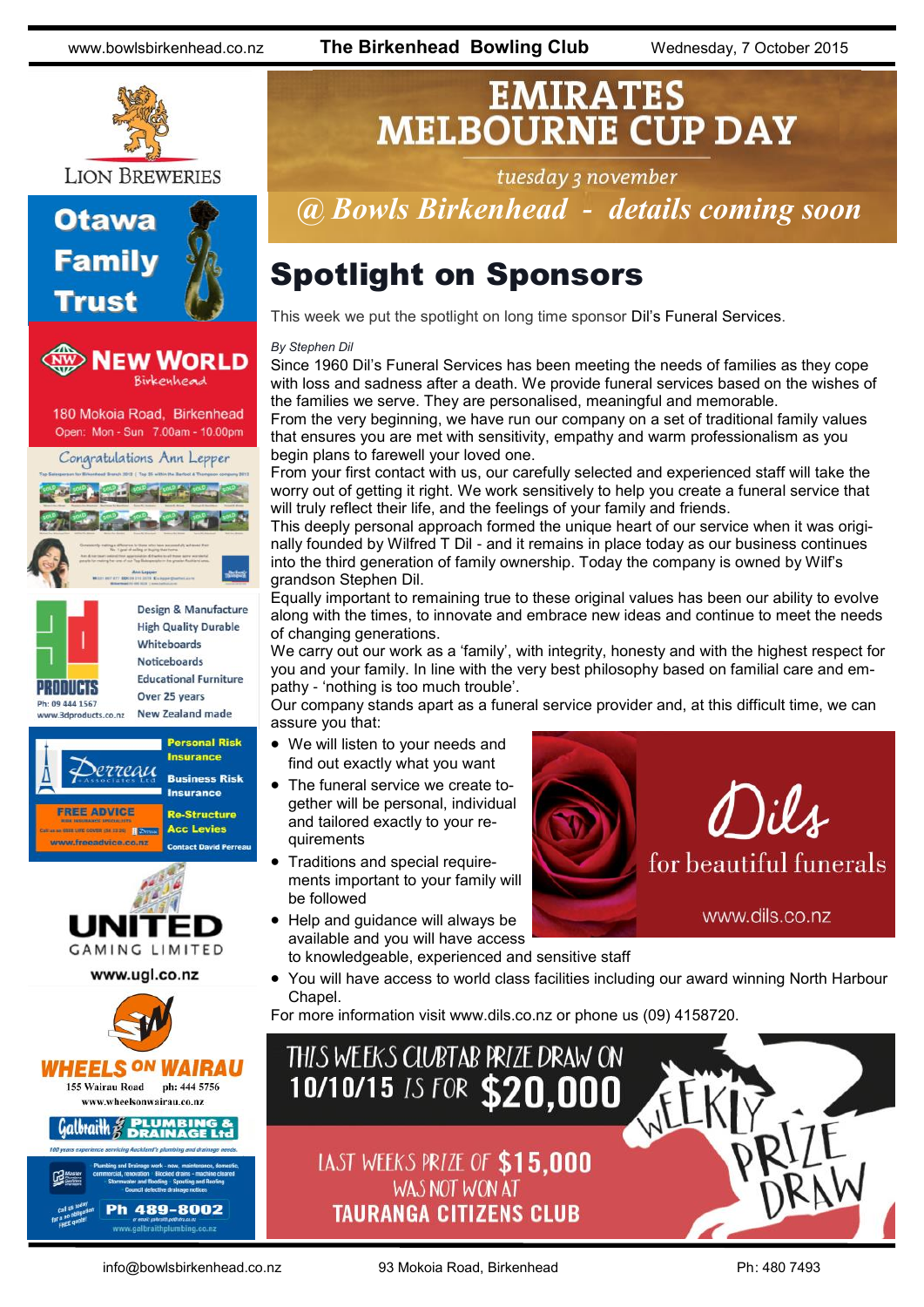# EMIRATES MELBOURNE CUP DAY

*tuesday 3 november*

***@ Bowls Birkenhead - details coming soon***

# Spotlight on Sponsors

This week we put the spotlight on long time sponsor Dil's Funeral Services.

*By Stephen Dil*

Since 1960 Dil's Funeral Services has been meeting the needs of families as they cope with loss and sadness after a death. We provide funeral services based on the wishes of the families we serve. They are personalised, meaningful and memorable.

From the very beginning, we have run our company on a set of traditional family values that ensures you are met with sensitivity, empathy and warm professionalism as you begin plans to farewell your loved one.

From your first contact with us, our carefully selected and experienced staff will take the worry out of getting it right. We work sensitively to help you create a funeral service that will truly reflect their life, and the feelings of your family and friends.

This deeply personal approach formed the unique heart of our service when it was originally founded by Wilfred T Dil - and it remains in place today as our business continues into the third generation of family ownership. Today the company is owned by Wilf's grandson Stephen Dil.

Equally important to remaining true to these original values has been our ability to evolve along with the times, to innovate and embrace new ideas and continue to meet the needs of changing generations.

We carry out our work as a 'family', with integrity, honesty and with the highest respect for you and your family. In line with the very best philosophy based on familial care and empathy - 'nothing is too much trouble'.

Our company stands apart as a funeral service provider and, at this difficult time, we can assure you that:

- We will listen to your needs and find out exactly what you want
- The funeral service we create together will be personal, individual and tailored exactly to your requirements
- Traditions and special requirements important to your family will be followed
- Help and guidance will always be available and you will have access to knowledgeable, experienced and sensitive staff
- You will have access to world class facilities including our award winning North Harbour Chapel.

For more information visit www.dils.co.nz or phone us (09) 4158720.

Dils
for beautiful funerals
www.dils.co.nz

THIS WEEKS CLUBTAB PRIZE DRAW ON **10/10/15** IS FOR **$20,000**

LAST WEEKS PRIZE OF **$15,000** WAS NOT WON AT **TAURANGA CITIZENS CLUB**

WEEKLY PRIZE DRAW

LION BREWERIES

Otawa Family Trust

NEW WORLD Birkenhead
180 Mokoia Road, Birkenhead
Open: Mon - Sun 7.00am - 10.00pm

Congratulations Ann Lepper

3D PRODUCTS
Ph: 09 444 1567
www.3dproducts.co.nz
Design & Manufacture
High Quality Durable
Whiteboards
Noticeboards
Educational Furniture
Over 25 years
New Zealand made

Perreau & Associates Ltd
Personal Risk Insurance
Business Risk Insurance
Re-Structure Acc Levies
FREE ADVICE
www.freeadvice.co.nz
Contact David Perreau

UNITED GAMING LIMITED
www.ugl.co.nz

WHEELS ON WAIRAU
155 Wairau Road ph: 444 5756
www.wheelsonwairau.co.nz

Galbraith PLUMBING & DRAINAGE Ltd
Ph 489-8002
www.galbraithplumbing.co.nz